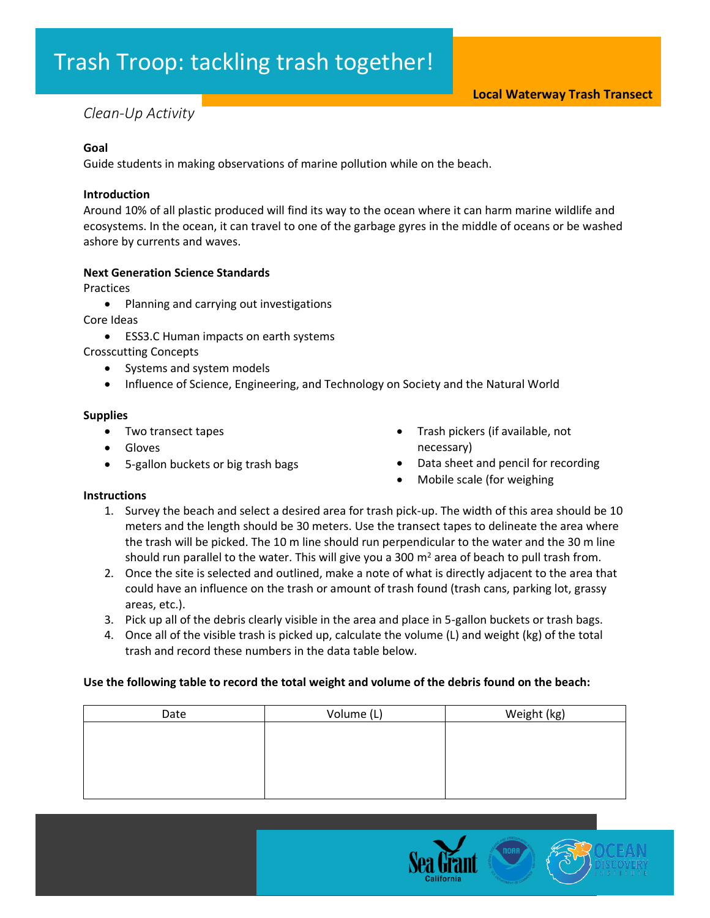# Trash Troop: tackling trash together!

**Local Waterway Trash Transect**

*Clean-Up Activity*

**Goal**

Guide students in making observations of marine pollution while on the beach.

**Introduction**

Around 10% of all plastic produced will find its way to the ocean where it can harm marine wildlife and ecosystems. In the ocean, it can travel to one of the garbage gyres in the middle of oceans or be washed ashore by currents and waves.

**Next Generation Science Standards**

Practices

- Planning and carrying out investigations

Core Ideas

- ESS3.C Human impacts on earth systems

Crosscutting Concepts

- Systems and system models
- Influence of Science, Engineering, and Technology on Society and the Natural World

**Supplies**

- Two transect tapes
- Gloves
- 5-gallon buckets or big trash bags
- Trash pickers (if available, not necessary)
- Data sheet and pencil for recording
- Mobile scale (for weighing

**Instructions**

1. Survey the beach and select a desired area for trash pick-up. The width of this area should be 10 meters and the length should be 30 meters. Use the transect tapes to delineate the area where the trash will be picked. The 10 m line should run perpendicular to the water and the 30 m line should run parallel to the water. This will give you a 300 $m^2$ area of beach to pull trash from.
2. Once the site is selected and outlined, make a note of what is directly adjacent to the area that could have an influence on the trash or amount of trash found (trash cans, parking lot, grassy areas, etc.).
3. Pick up all of the debris clearly visible in the area and place in 5-gallon buckets or trash bags.
4. Once all of the visible trash is picked up, calculate the volume (L) and weight (kg) of the total trash and record these numbers in the data table below.

**Use the following table to record the total weight and volume of the debris found on the beach:**

| Date | Volume (L) | Weight (kg) |
|---|---|---|
| | | |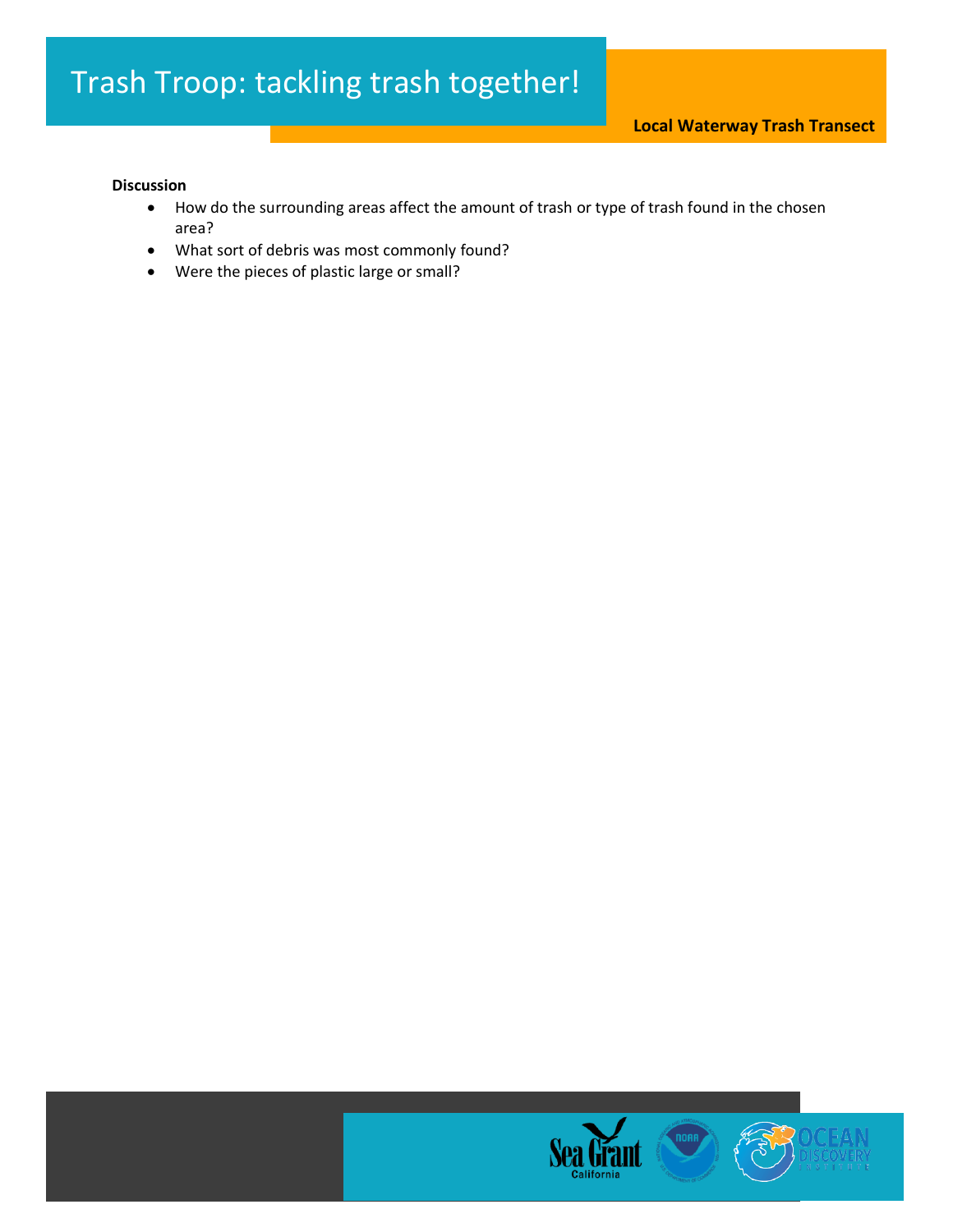**Discussion**

- How do the surrounding areas affect the amount of trash or type of trash found in the chosen area?
- What sort of debris was most commonly found?
- Were the pieces of plastic large or small?